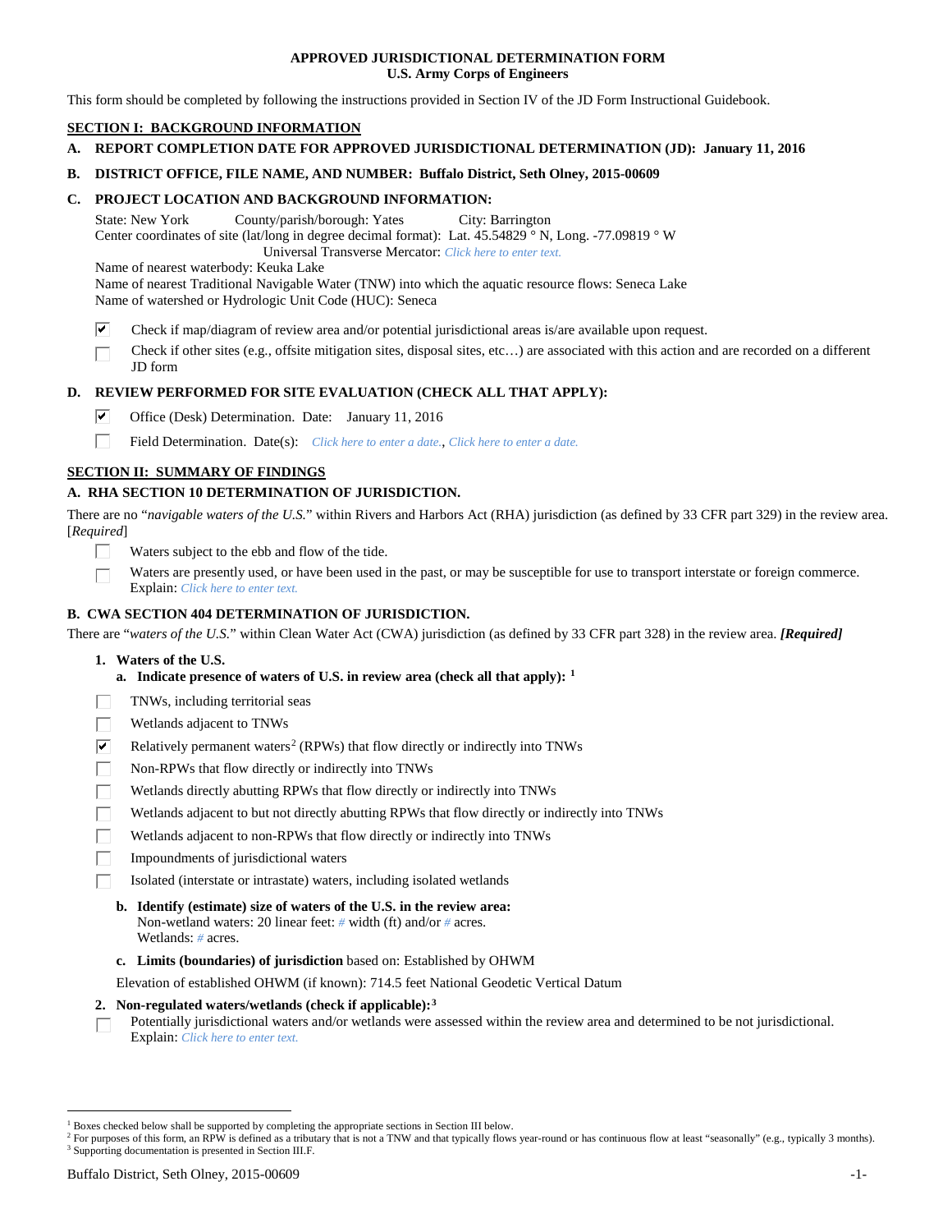**APPROVED JURISDICTIONAL DETERMINATION FORM**
**U.S. Army Corps of Engineers**

This form should be completed by following the instructions provided in Section IV of the JD Form Instructional Guidebook.

## SECTION I: BACKGROUND INFORMATION

**A. REPORT COMPLETION DATE FOR APPROVED JURISDICTIONAL DETERMINATION (JD): January 11, 2016**

**B. DISTRICT OFFICE, FILE NAME, AND NUMBER: Buffalo District, Seth Olney, 2015-00609**

**C. PROJECT LOCATION AND BACKGROUND INFORMATION:**

State: New York County/parish/borough: Yates City: Barrington
Center coordinates of site (lat/long in degree decimal format): Lat. 45.54829 ° N, Long. -77.09819 ° W
Universal Transverse Mercator: *Click here to enter text.*
Name of nearest waterbody: Keuka Lake
Name of nearest Traditional Navigable Water (TNW) into which the aquatic resource flows: Seneca Lake
Name of watershed or Hydrologic Unit Code (HUC): Seneca

- [x] Check if map/diagram of review area and/or potential jurisdictional areas is/are available upon request.
- [ ] Check if other sites (e.g., offsite mitigation sites, disposal sites, etc…) are associated with this action and are recorded on a different JD form

**D. REVIEW PERFORMED FOR SITE EVALUATION (CHECK ALL THAT APPLY):**

- [x] Office (Desk) Determination. Date: January 11, 2016
- [ ] Field Determination. Date(s): *Click here to enter a date.*, *Click here to enter a date.*

## SECTION II: SUMMARY OF FINDINGS

**A. RHA SECTION 10 DETERMINATION OF JURISDICTION.**

There are no "*navigable waters of the U.S.*" within Rivers and Harbors Act (RHA) jurisdiction (as defined by 33 CFR part 329) in the review area. [*Required*]

- [ ] Waters subject to the ebb and flow of the tide.
- [ ] Waters are presently used, or have been used in the past, or may be susceptible for use to transport interstate or foreign commerce. Explain: *Click here to enter text.*

**B. CWA SECTION 404 DETERMINATION OF JURISDICTION.**

There are "*waters of the U.S.*" within Clean Water Act (CWA) jurisdiction (as defined by 33 CFR part 328) in the review area. ***[Required]***

**1. Waters of the U.S.**

**a. Indicate presence of waters of U.S. in review area (check all that apply): [1]**

- [ ] TNWs, including territorial seas
- [ ] Wetlands adjacent to TNWs
- [x] Relatively permanent waters[2] (RPWs) that flow directly or indirectly into TNWs
- [ ] Non-RPWs that flow directly or indirectly into TNWs
- [ ] Wetlands directly abutting RPWs that flow directly or indirectly into TNWs
- [ ] Wetlands adjacent to but not directly abutting RPWs that flow directly or indirectly into TNWs
- [ ] Wetlands adjacent to non-RPWs that flow directly or indirectly into TNWs
- [ ] Impoundments of jurisdictional waters
- [ ] Isolated (interstate or intrastate) waters, including isolated wetlands

**b. Identify (estimate) size of waters of the U.S. in the review area:**
Non-wetland waters: 20 linear feet: # width (ft) and/or # acres.
Wetlands: # acres.

**c. Limits (boundaries) of jurisdiction** based on: Established by OHWM

Elevation of established OHWM (if known): 714.5 feet National Geodetic Vertical Datum

**2. Non-regulated waters/wetlands (check if applicable):[3]**

- [ ] Potentially jurisdictional waters and/or wetlands were assessed within the review area and determined to be not jurisdictional. Explain: *Click here to enter text.*

---

[1] Boxes checked below shall be supported by completing the appropriate sections in Section III below.
[2] For purposes of this form, an RPW is defined as a tributary that is not a TNW and that typically flows year-round or has continuous flow at least "seasonally" (e.g., typically 3 months).
[3] Supporting documentation is presented in Section III.F.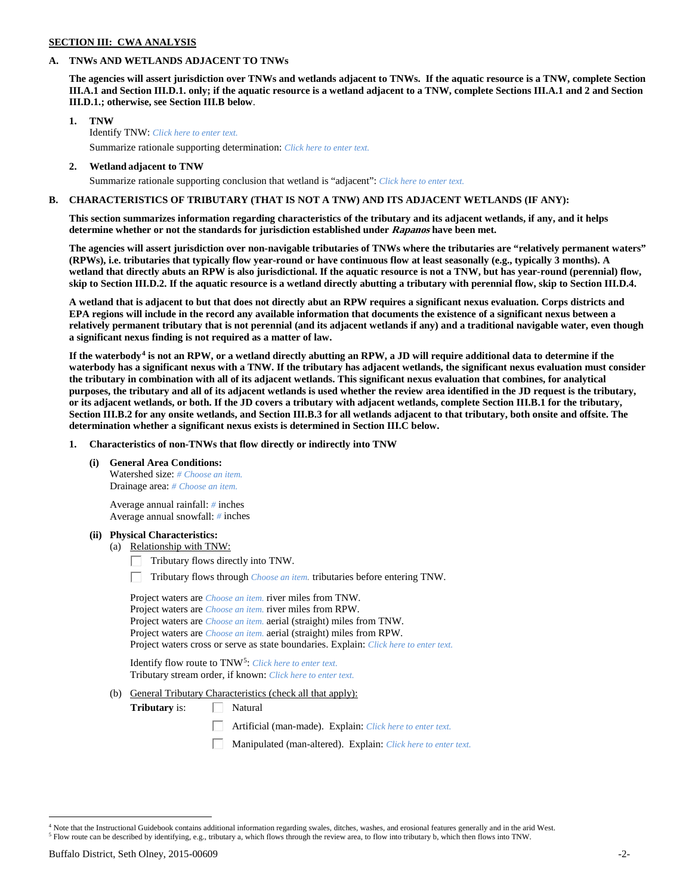**SECTION III: CWA ANALYSIS**

**A. TNWs AND WETLANDS ADJACENT TO TNWs**

**The agencies will assert jurisdiction over TNWs and wetlands adjacent to TNWs. If the aquatic resource is a TNW, complete Section III.A.1 and Section III.D.1. only; if the aquatic resource is a wetland adjacent to a TNW, complete Sections III.A.1 and 2 and Section III.D.1.; otherwise, see Section III.B below**.

**1. TNW**

Identify TNW: *Click here to enter text.*

Summarize rationale supporting determination: *Click here to enter text.*

**2. Wetland adjacent to TNW**

Summarize rationale supporting conclusion that wetland is "adjacent": *Click here to enter text.*

**B. CHARACTERISTICS OF TRIBUTARY (THAT IS NOT A TNW) AND ITS ADJACENT WETLANDS (IF ANY):**

**This section summarizes information regarding characteristics of the tributary and its adjacent wetlands, if any, and it helps determine whether or not the standards for jurisdiction established under *Rapanos* have been met.**

**The agencies will assert jurisdiction over non-navigable tributaries of TNWs where the tributaries are "relatively permanent waters" (RPWs), i.e. tributaries that typically flow year-round or have continuous flow at least seasonally (e.g., typically 3 months). A wetland that directly abuts an RPW is also jurisdictional. If the aquatic resource is not a TNW, but has year-round (perennial) flow, skip to Section III.D.2. If the aquatic resource is a wetland directly abutting a tributary with perennial flow, skip to Section III.D.4.**

**A wetland that is adjacent to but that does not directly abut an RPW requires a significant nexus evaluation. Corps districts and EPA regions will include in the record any available information that documents the existence of a significant nexus between a relatively permanent tributary that is not perennial (and its adjacent wetlands if any) and a traditional navigable water, even though a significant nexus finding is not required as a matter of law.**

**If the waterbody[4] is not an RPW, or a wetland directly abutting an RPW, a JD will require additional data to determine if the waterbody has a significant nexus with a TNW. If the tributary has adjacent wetlands, the significant nexus evaluation must consider the tributary in combination with all of its adjacent wetlands. This significant nexus evaluation that combines, for analytical purposes, the tributary and all of its adjacent wetlands is used whether the review area identified in the JD request is the tributary, or its adjacent wetlands, or both. If the JD covers a tributary with adjacent wetlands, complete Section III.B.1 for the tributary, Section III.B.2 for any onsite wetlands, and Section III.B.3 for all wetlands adjacent to that tributary, both onsite and offsite. The determination whether a significant nexus exists is determined in Section III.C below.**

**1. Characteristics of non-TNWs that flow directly or indirectly into TNW**

**(i) General Area Conditions:**

Watershed size: *# Choose an item.*
Drainage area: *# Choose an item.*

Average annual rainfall: *#* inches
Average annual snowfall: *#* inches

**(ii) Physical Characteristics:**

(a) Relationship with TNW:

☐ Tributary flows directly into TNW.

☐ Tributary flows through *Choose an item.* tributaries before entering TNW.

Project waters are *Choose an item.* river miles from TNW.
Project waters are *Choose an item.* river miles from RPW.
Project waters are *Choose an item.* aerial (straight) miles from TNW.
Project waters are *Choose an item.* aerial (straight) miles from RPW.
Project waters cross or serve as state boundaries. Explain: *Click here to enter text.*

Identify flow route to TNW[5]: *Click here to enter text.*
Tributary stream order, if known: *Click here to enter text.*

(b) General Tributary Characteristics (check all that apply):

**Tributary** is: ☐ Natural

☐ Artificial (man-made). Explain: *Click here to enter text.*

☐ Manipulated (man-altered). Explain: *Click here to enter text.*

---

[4] Note that the Instructional Guidebook contains additional information regarding swales, ditches, washes, and erosional features generally and in the arid West.
[5] Flow route can be described by identifying, e.g., tributary a, which flows through the review area, to flow into tributary b, which then flows into TNW.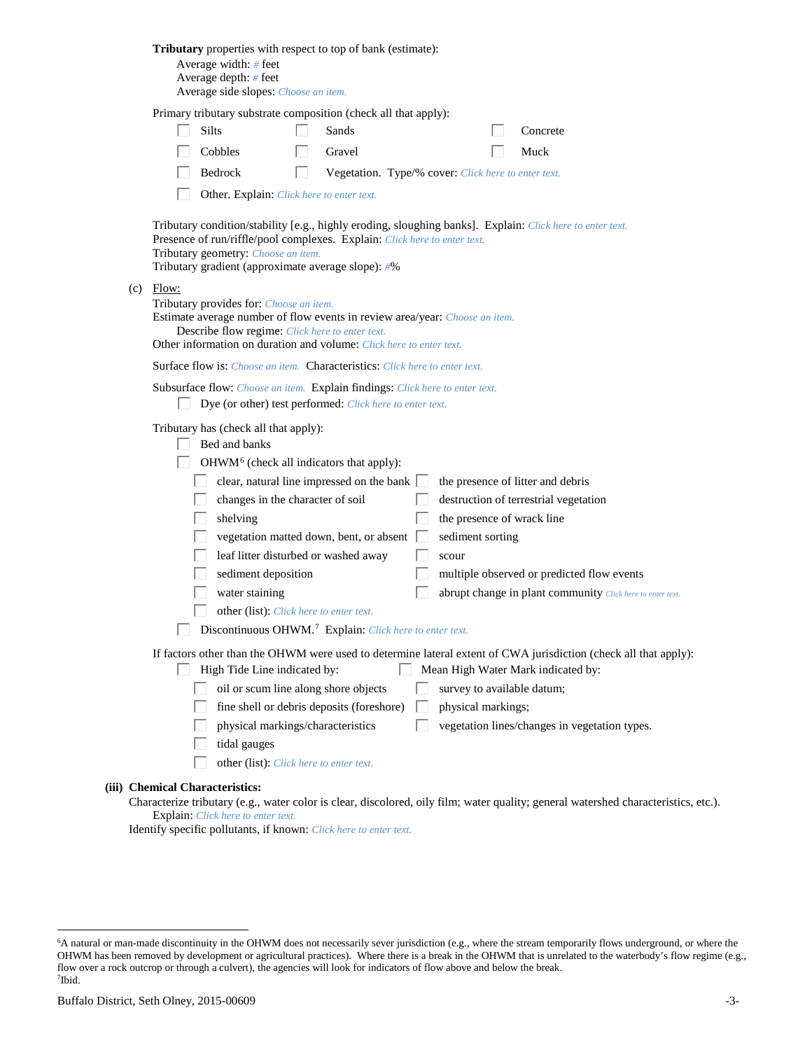**Tributary** properties with respect to top of bank (estimate):

Average width: # feet
Average depth: # feet
Average side slopes: Choose an item.

Primary tributary substrate composition (check all that apply):

- ☐ Silts
- ☐ Sands
- ☐ Concrete
- ☐ Cobbles
- ☐ Gravel
- ☐ Muck
- ☐ Bedrock
- ☐ Vegetation. Type/% cover: Click here to enter text.
- ☐ Other. Explain: Click here to enter text.

Tributary condition/stability [e.g., highly eroding, sloughing banks]. Explain: Click here to enter text.
Presence of run/riffle/pool complexes. Explain: Click here to enter text.
Tributary geometry: Choose an item.
Tributary gradient (approximate average slope): #%

(c) Flow:

Tributary provides for: Choose an item.
Estimate average number of flow events in review area/year: Choose an item.
Describe flow regime: Click here to enter text.
Other information on duration and volume: Click here to enter text.

Surface flow is: Choose an item. Characteristics: Click here to enter text.

Subsurface flow: Choose an item. Explain findings: Click here to enter text.

- ☐ Dye (or other) test performed: Click here to enter text.

Tributary has (check all that apply):

- ☐ Bed and banks
- ☐ OHWM[6] (check all indicators that apply):
  - ☐ clear, natural line impressed on the bank
  - ☐ the presence of litter and debris
  - ☐ changes in the character of soil
  - ☐ destruction of terrestrial vegetation
  - ☐ shelving
  - ☐ the presence of wrack line
  - ☐ vegetation matted down, bent, or absent
  - ☐ sediment sorting
  - ☐ leaf litter disturbed or washed away
  - ☐ scour
  - ☐ sediment deposition
  - ☐ multiple observed or predicted flow events
  - ☐ water staining
  - ☐ abrupt change in plant community Click here to enter text.
  - ☐ other (list): Click here to enter text.
- ☐ Discontinuous OHWM.[7] Explain: Click here to enter text.

If factors other than the OHWM were used to determine lateral extent of CWA jurisdiction (check all that apply):

- ☐ High Tide Line indicated by:
  - ☐ oil or scum line along shore objects
  - ☐ fine shell or debris deposits (foreshore)
  - ☐ physical markings/characteristics
  - ☐ tidal gauges
  - ☐ other (list): Click here to enter text.
- ☐ Mean High Water Mark indicated by:
  - ☐ survey to available datum;
  - ☐ physical markings;
  - ☐ vegetation lines/changes in vegetation types.

**(iii) Chemical Characteristics:**

Characterize tributary (e.g., water color is clear, discolored, oily film; water quality; general watershed characteristics, etc.).
Explain: Click here to enter text.
Identify specific pollutants, if known: Click here to enter text.

---

[6] A natural or man-made discontinuity in the OHWM does not necessarily sever jurisdiction (e.g., where the stream temporarily flows underground, or where the OHWM has been removed by development or agricultural practices). Where there is a break in the OHWM that is unrelated to the waterbody's flow regime (e.g., flow over a rock outcrop or through a culvert), the agencies will look for indicators of flow above and below the break.
[7] Ibid.

Buffalo District, Seth Olney, 2015-00609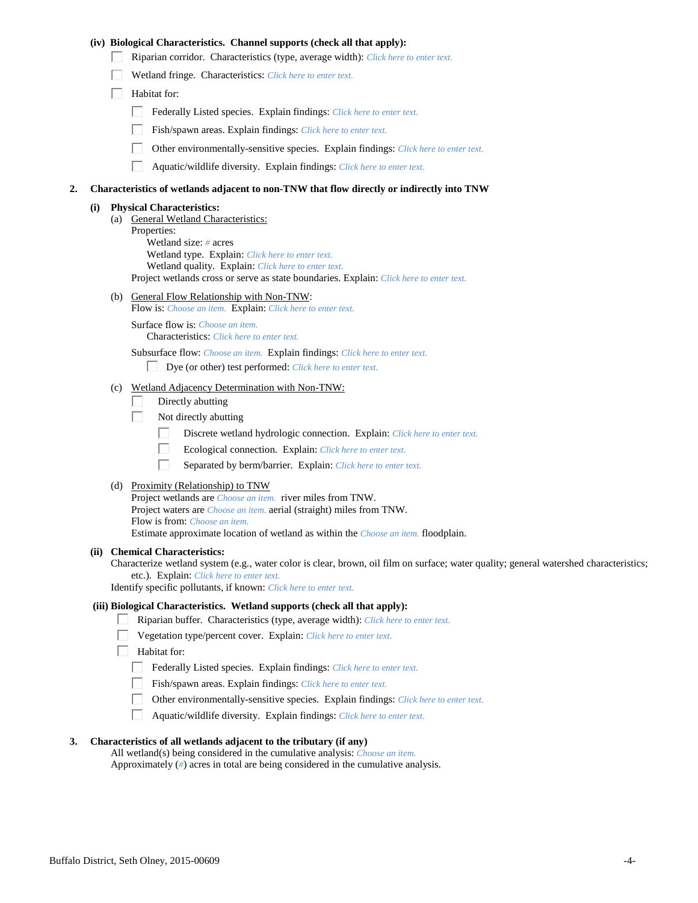**(iv) Biological Characteristics. Channel supports (check all that apply):**

- ☐ Riparian corridor. Characteristics (type, average width): *Click here to enter text.*
- ☐ Wetland fringe. Characteristics: *Click here to enter text.*
- ☐ Habitat for:
  - ☐ Federally Listed species. Explain findings: *Click here to enter text.*
  - ☐ Fish/spawn areas. Explain findings: *Click here to enter text.*
  - ☐ Other environmentally-sensitive species. Explain findings: *Click here to enter text.*
  - ☐ Aquatic/wildlife diversity. Explain findings: *Click here to enter text.*

**2. Characteristics of wetlands adjacent to non-TNW that flow directly or indirectly into TNW**

**(i) Physical Characteristics:**

(a) General Wetland Characteristics:

Properties:

Wetland size: *#* acres
Wetland type. Explain: *Click here to enter text.*
Wetland quality. Explain: *Click here to enter text.*

Project wetlands cross or serve as state boundaries. Explain: *Click here to enter text.*

(b) General Flow Relationship with Non-TNW:

Flow is: *Choose an item.* Explain: *Click here to enter text.*

Surface flow is: *Choose an item.*
Characteristics: *Click here to enter text.*

Subsurface flow: *Choose an item.* Explain findings: *Click here to enter text.*

- ☐ Dye (or other) test performed: *Click here to enter text.*

(c) Wetland Adjacency Determination with Non-TNW:

- ☐ Directly abutting
- ☐ Not directly abutting
  - ☐ Discrete wetland hydrologic connection. Explain: *Click here to enter text.*
  - ☐ Ecological connection. Explain: *Click here to enter text.*
  - ☐ Separated by berm/barrier. Explain: *Click here to enter text.*

(d) Proximity (Relationship) to TNW

Project wetlands are *Choose an item.* river miles from TNW.
Project waters are *Choose an item.* aerial (straight) miles from TNW.
Flow is from: *Choose an item.*
Estimate approximate location of wetland as within the *Choose an item.* floodplain.

**(ii) Chemical Characteristics:**

Characterize wetland system (e.g., water color is clear, brown, oil film on surface; water quality; general watershed characteristics; etc.). Explain: *Click here to enter text.*

Identify specific pollutants, if known: *Click here to enter text.*

**(iii) Biological Characteristics. Wetland supports (check all that apply):**

- ☐ Riparian buffer. Characteristics (type, average width): *Click here to enter text.*
- ☐ Vegetation type/percent cover. Explain: *Click here to enter text.*
- ☐ Habitat for:
  - ☐ Federally Listed species. Explain findings: *Click here to enter text.*
  - ☐ Fish/spawn areas. Explain findings: *Click here to enter text.*
  - ☐ Other environmentally-sensitive species. Explain findings: *Click here to enter text.*
  - ☐ Aquatic/wildlife diversity. Explain findings: *Click here to enter text.*

**3. Characteristics of all wetlands adjacent to the tributary (if any)**

All wetland(s) being considered in the cumulative analysis: *Choose an item.*
Approximately (*#*) acres in total are being considered in the cumulative analysis.

Buffalo District, Seth Olney, 2015-00609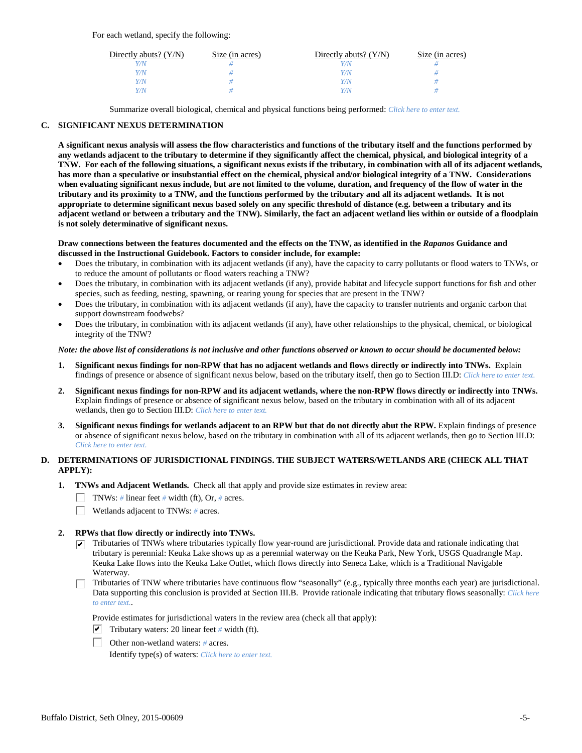For each wetland, specify the following:

| Directly abuts? (Y/N) | Size (in acres) | Directly abuts? (Y/N) | Size (in acres) |
|---|---|---|---|
| *Y/N* | *#* | *Y/N* | *#* |
| *Y/N* | *#* | *Y/N* | *#* |
| *Y/N* | *#* | *Y/N* | *#* |
| *Y/N* | *#* | *Y/N* | *#* |

Summarize overall biological, chemical and physical functions being performed: *Click here to enter text.*

## C. SIGNIFICANT NEXUS DETERMINATION

**A significant nexus analysis will assess the flow characteristics and functions of the tributary itself and the functions performed by any wetlands adjacent to the tributary to determine if they significantly affect the chemical, physical, and biological integrity of a TNW. For each of the following situations, a significant nexus exists if the tributary, in combination with all of its adjacent wetlands, has more than a speculative or insubstantial effect on the chemical, physical and/or biological integrity of a TNW. Considerations when evaluating significant nexus include, but are not limited to the volume, duration, and frequency of the flow of water in the tributary and its proximity to a TNW, and the functions performed by the tributary and all its adjacent wetlands. It is not appropriate to determine significant nexus based solely on any specific threshold of distance (e.g. between a tributary and its adjacent wetland or between a tributary and the TNW). Similarly, the fact an adjacent wetland lies within or outside of a floodplain is not solely determinative of significant nexus.**

**Draw connections between the features documented and the effects on the TNW, as identified in the *Rapanos* Guidance and discussed in the Instructional Guidebook. Factors to consider include, for example:**

- Does the tributary, in combination with its adjacent wetlands (if any), have the capacity to carry pollutants or flood waters to TNWs, or to reduce the amount of pollutants or flood waters reaching a TNW?
- Does the tributary, in combination with its adjacent wetlands (if any), provide habitat and lifecycle support functions for fish and other species, such as feeding, nesting, spawning, or rearing young for species that are present in the TNW?
- Does the tributary, in combination with its adjacent wetlands (if any), have the capacity to transfer nutrients and organic carbon that support downstream foodwebs?
- Does the tributary, in combination with its adjacent wetlands (if any), have other relationships to the physical, chemical, or biological integrity of the TNW?

***Note: the above list of considerations is not inclusive and other functions observed or known to occur should be documented below:***

1. **Significant nexus findings for non-RPW that has no adjacent wetlands and flows directly or indirectly into TNWs.** Explain findings of presence or absence of significant nexus below, based on the tributary itself, then go to Section III.D: *Click here to enter text.*

2. **Significant nexus findings for non-RPW and its adjacent wetlands, where the non-RPW flows directly or indirectly into TNWs.** Explain findings of presence or absence of significant nexus below, based on the tributary in combination with all of its adjacent wetlands, then go to Section III.D: *Click here to enter text.*

3. **Significant nexus findings for wetlands adjacent to an RPW but that do not directly abut the RPW.** Explain findings of presence or absence of significant nexus below, based on the tributary in combination with all of its adjacent wetlands, then go to Section III.D: *Click here to enter text.*

## D. DETERMINATIONS OF JURISDICTIONAL FINDINGS. THE SUBJECT WATERS/WETLANDS ARE (CHECK ALL THAT APPLY):

1. **TNWs and Adjacent Wetlands.** Check all that apply and provide size estimates in review area:
   - ☐ TNWs: *#* linear feet *#* width (ft), Or, *#* acres.
   - ☐ Wetlands adjacent to TNWs: *#* acres.

2. **RPWs that flow directly or indirectly into TNWs.**
   - ☑ Tributaries of TNWs where tributaries typically flow year-round are jurisdictional. Provide data and rationale indicating that tributary is perennial: Keuka Lake shows up as a perennial waterway on the Keuka Park, New York, USGS Quadrangle Map. Keuka Lake flows into the Keuka Lake Outlet, which flows directly into Seneca Lake, which is a Traditional Navigable Waterway.
   - ☐ Tributaries of TNW where tributaries have continuous flow "seasonally" (e.g., typically three months each year) are jurisdictional. Data supporting this conclusion is provided at Section III.B. Provide rationale indicating that tributary flows seasonally: *Click here to enter text.*.

   Provide estimates for jurisdictional waters in the review area (check all that apply):
   - ☑ Tributary waters: 20 linear feet *#* width (ft).
   - ☐ Other non-wetland waters: *#* acres.

     Identify type(s) of waters: *Click here to enter text.*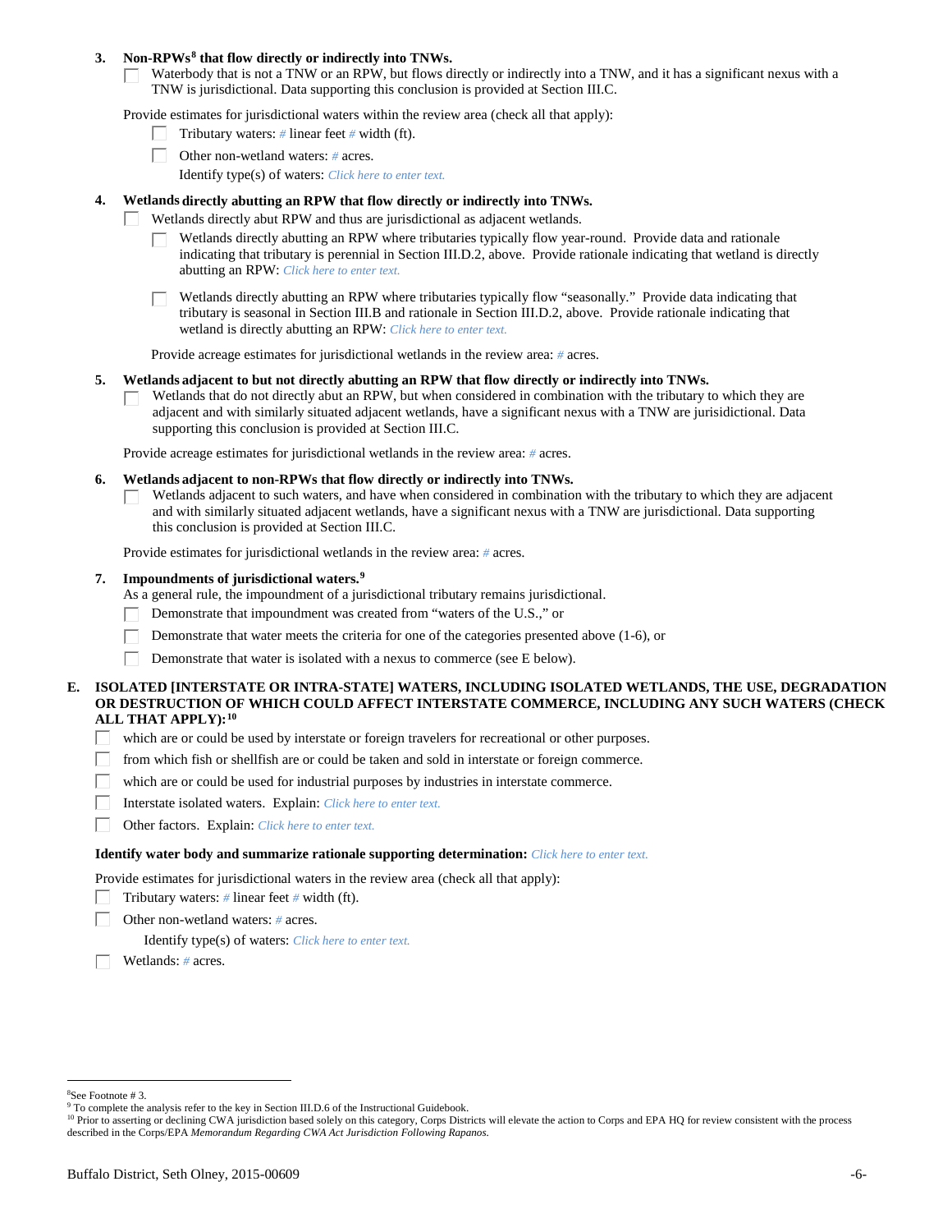**3. Non-RPWs[8] that flow directly or indirectly into TNWs.**

☐ Waterbody that is not a TNW or an RPW, but flows directly or indirectly into a TNW, and it has a significant nexus with a TNW is jurisdictional. Data supporting this conclusion is provided at Section III.C.

Provide estimates for jurisdictional waters within the review area (check all that apply):

- ☐ Tributary waters: *#* linear feet *#* width (ft).
- ☐ Other non-wetland waters: *#* acres.

  Identify type(s) of waters: *Click here to enter text.*

**4. Wetlands directly abutting an RPW that flow directly or indirectly into TNWs.**

☐ Wetlands directly abut RPW and thus are jurisdictional as adjacent wetlands.

- ☐ Wetlands directly abutting an RPW where tributaries typically flow year-round. Provide data and rationale indicating that tributary is perennial in Section III.D.2, above. Provide rationale indicating that wetland is directly abutting an RPW: *Click here to enter text.*
- ☐ Wetlands directly abutting an RPW where tributaries typically flow "seasonally." Provide data indicating that tributary is seasonal in Section III.B and rationale in Section III.D.2, above. Provide rationale indicating that wetland is directly abutting an RPW: *Click here to enter text.*

Provide acreage estimates for jurisdictional wetlands in the review area: *#* acres.

**5. Wetlands adjacent to but not directly abutting an RPW that flow directly or indirectly into TNWs.**

☐ Wetlands that do not directly abut an RPW, but when considered in combination with the tributary to which they are adjacent and with similarly situated adjacent wetlands, have a significant nexus with a TNW are jurisdictional. Data supporting this conclusion is provided at Section III.C.

Provide acreage estimates for jurisdictional wetlands in the review area: *#* acres.

**6. Wetlands adjacent to non-RPWs that flow directly or indirectly into TNWs.**

☐ Wetlands adjacent to such waters, and have when considered in combination with the tributary to which they are adjacent and with similarly situated adjacent wetlands, have a significant nexus with a TNW are jurisdictional. Data supporting this conclusion is provided at Section III.C.

Provide estimates for jurisdictional wetlands in the review area: *#* acres.

**7. Impoundments of jurisdictional waters.[9]**

As a general rule, the impoundment of a jurisdictional tributary remains jurisdictional.

- ☐ Demonstrate that impoundment was created from "waters of the U.S.," or
- ☐ Demonstrate that water meets the criteria for one of the categories presented above (1-6), or
- ☐ Demonstrate that water is isolated with a nexus to commerce (see E below).

**E. ISOLATED [INTERSTATE OR INTRA-STATE] WATERS, INCLUDING ISOLATED WETLANDS, THE USE, DEGRADATION OR DESTRUCTION OF WHICH COULD AFFECT INTERSTATE COMMERCE, INCLUDING ANY SUCH WATERS (CHECK ALL THAT APPLY):[10]**

- ☐ which are or could be used by interstate or foreign travelers for recreational or other purposes.
- ☐ from which fish or shellfish are or could be taken and sold in interstate or foreign commerce.
- ☐ which are or could be used for industrial purposes by industries in interstate commerce.
- ☐ Interstate isolated waters. Explain: *Click here to enter text.*
- ☐ Other factors. Explain: *Click here to enter text.*

**Identify water body and summarize rationale supporting determination:** *Click here to enter text.*

Provide estimates for jurisdictional waters in the review area (check all that apply):

- ☐ Tributary waters: *#* linear feet *#* width (ft).
- ☐ Other non-wetland waters: *#* acres.

  Identify type(s) of waters: *Click here to enter text.*
- ☐ Wetlands: *#* acres.

---

[8] See Footnote # 3.

[9] To complete the analysis refer to the key in Section III.D.6 of the Instructional Guidebook.

[10] Prior to asserting or declining CWA jurisdiction based solely on this category, Corps Districts will elevate the action to Corps and EPA HQ for review consistent with the process described in the Corps/EPA *Memorandum Regarding CWA Act Jurisdiction Following Rapanos.*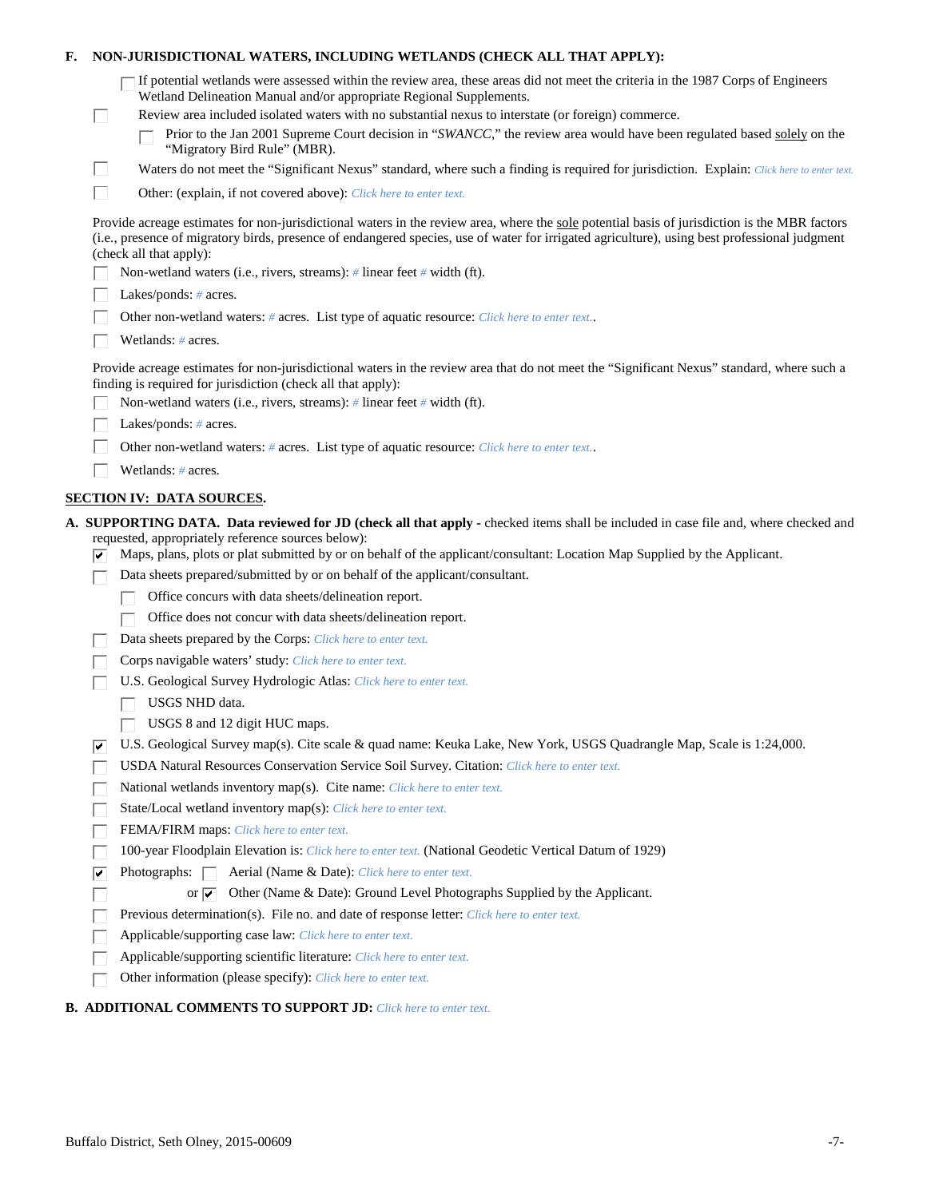**F. NON-JURISDICTIONAL WATERS, INCLUDING WETLANDS (CHECK ALL THAT APPLY):**

- [ ] If potential wetlands were assessed within the review area, these areas did not meet the criteria in the 1987 Corps of Engineers Wetland Delineation Manual and/or appropriate Regional Supplements.
- [ ] Review area included isolated waters with no substantial nexus to interstate (or foreign) commerce.
  - [ ] Prior to the Jan 2001 Supreme Court decision in "*SWANCC*," the review area would have been regulated based solely on the "Migratory Bird Rule" (MBR).
- [ ] Waters do not meet the "Significant Nexus" standard, where such a finding is required for jurisdiction. Explain: *Click here to enter text.*
- [ ] Other: (explain, if not covered above): *Click here to enter text.*

Provide acreage estimates for non-jurisdictional waters in the review area, where the sole potential basis of jurisdiction is the MBR factors (i.e., presence of migratory birds, presence of endangered species, use of water for irrigated agriculture), using best professional judgment (check all that apply):

- [ ] Non-wetland waters (i.e., rivers, streams): # linear feet # width (ft).
- [ ] Lakes/ponds: # acres.
- [ ] Other non-wetland waters: # acres. List type of aquatic resource: *Click here to enter text.*.
- [ ] Wetlands: # acres.

Provide acreage estimates for non-jurisdictional waters in the review area that do not meet the "Significant Nexus" standard, where such a finding is required for jurisdiction (check all that apply):

- [ ] Non-wetland waters (i.e., rivers, streams): # linear feet # width (ft).
- [ ] Lakes/ponds: # acres.
- [ ] Other non-wetland waters: # acres. List type of aquatic resource: *Click here to enter text.*.
- [ ] Wetlands: # acres.

## SECTION IV: DATA SOURCES.

**A. SUPPORTING DATA. Data reviewed for JD (check all that apply** - checked items shall be included in case file and, where checked and requested, appropriately reference sources below):

- [x] Maps, plans, plots or plat submitted by or on behalf of the applicant/consultant: Location Map Supplied by the Applicant.
- [ ] Data sheets prepared/submitted by or on behalf of the applicant/consultant.
  - [ ] Office concurs with data sheets/delineation report.
  - [ ] Office does not concur with data sheets/delineation report.
- [ ] Data sheets prepared by the Corps: *Click here to enter text.*
- [ ] Corps navigable waters' study: *Click here to enter text.*
- [ ] U.S. Geological Survey Hydrologic Atlas: *Click here to enter text.*
  - [ ] USGS NHD data.
  - [ ] USGS 8 and 12 digit HUC maps.
- [x] U.S. Geological Survey map(s). Cite scale & quad name: Keuka Lake, New York, USGS Quadrangle Map, Scale is 1:24,000.
- [ ] USDA Natural Resources Conservation Service Soil Survey. Citation: *Click here to enter text.*
- [ ] National wetlands inventory map(s). Cite name: *Click here to enter text.*
- [ ] State/Local wetland inventory map(s): *Click here to enter text.*
- [ ] FEMA/FIRM maps: *Click here to enter text.*
- [ ] 100-year Floodplain Elevation is: *Click here to enter text.* (National Geodetic Vertical Datum of 1929)
- [x] Photographs: [ ] Aerial (Name & Date): *Click here to enter text.*
- [ ] or [x] Other (Name & Date): Ground Level Photographs Supplied by the Applicant.
- [ ] Previous determination(s). File no. and date of response letter: *Click here to enter text.*
- [ ] Applicable/supporting case law: *Click here to enter text.*
- [ ] Applicable/supporting scientific literature: *Click here to enter text.*
- [ ] Other information (please specify): *Click here to enter text.*

**B. ADDITIONAL COMMENTS TO SUPPORT JD:** *Click here to enter text.*

Buffalo District, Seth Olney, 2015-00609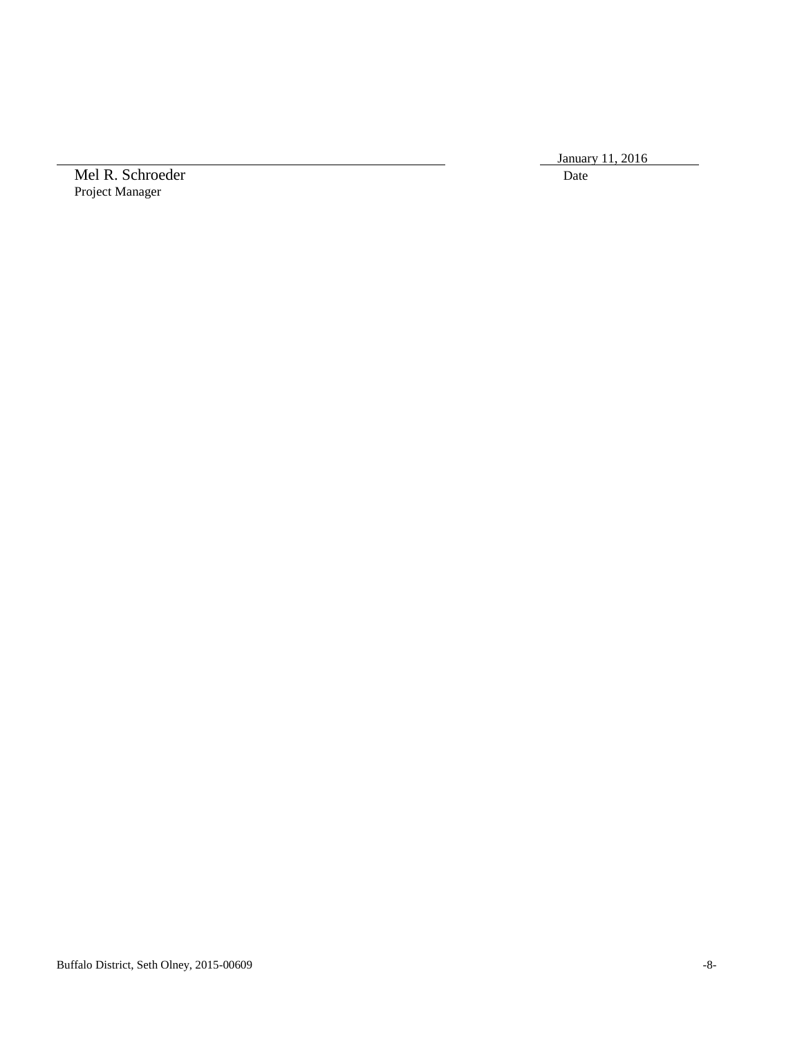Mel R. Schroeder
Project Manager

January 11, 2016
Date